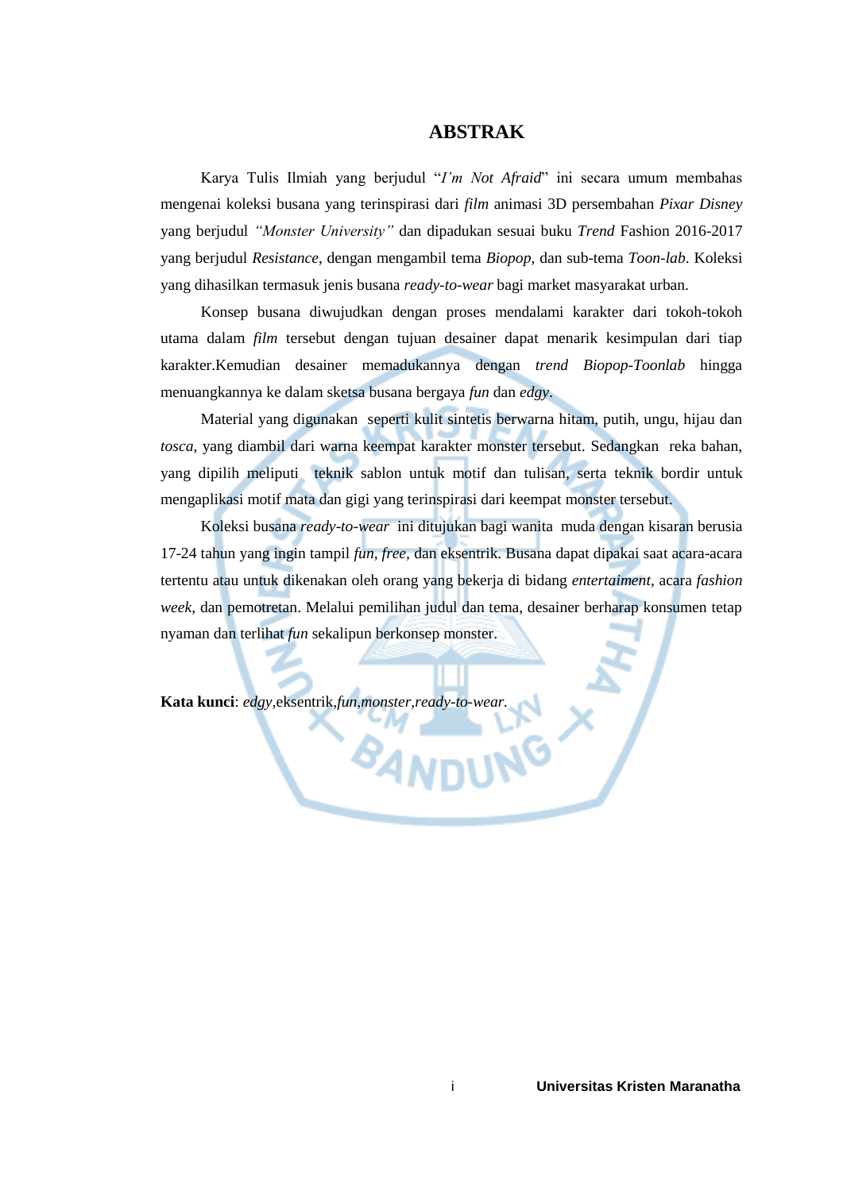# ABSTRAK

Karya Tulis Ilmiah yang berjudul "*I'm Not Afraid*" ini secara umum membahas mengenai koleksi busana yang terinspirasi dari *film* animasi 3D persembahan *Pixar Disney* yang berjudul *"Monster University"* dan dipadukan sesuai buku *Trend* Fashion 2016-2017 yang berjudul *Resistance*, dengan mengambil tema *Biopop*, dan sub-tema *Toon-lab*. Koleksi yang dihasilkan termasuk jenis busana *ready-to-wear* bagi market masyarakat urban.

Konsep busana diwujudkan dengan proses mendalami karakter dari tokoh-tokoh utama dalam *film* tersebut dengan tujuan desainer dapat menarik kesimpulan dari tiap karakter.Kemudian desainer memadukannya dengan *trend Biopop-Toonlab* hingga menuangkannya ke dalam sketsa busana bergaya *fun* dan *edgy*.

Material yang digunakan seperti kulit sintetis berwarna hitam, putih, ungu, hijau dan *tosca*, yang diambil dari warna keempat karakter monster tersebut. Sedangkan reka bahan, yang dipilih meliputi teknik sablon untuk motif dan tulisan, serta teknik bordir untuk mengaplikasi motif mata dan gigi yang terinspirasi dari keempat monster tersebut.

Koleksi busana *ready-to-wear* ini ditujukan bagi wanita muda dengan kisaran berusia 17-24 tahun yang ingin tampil *fun*, *free*, dan eksentrik. Busana dapat dipakai saat acara-acara tertentu atau untuk dikenakan oleh orang yang bekerja di bidang *entertaiment*, acara *fashion week*, dan pemotretan. Melalui pemilihan judul dan tema, desainer berharap konsumen tetap nyaman dan terlihat *fun* sekalipun berkonsep monster.

**Kata kunci**: *edgy*,eksentrik,*fun*,*monster*,*ready-to-wear*.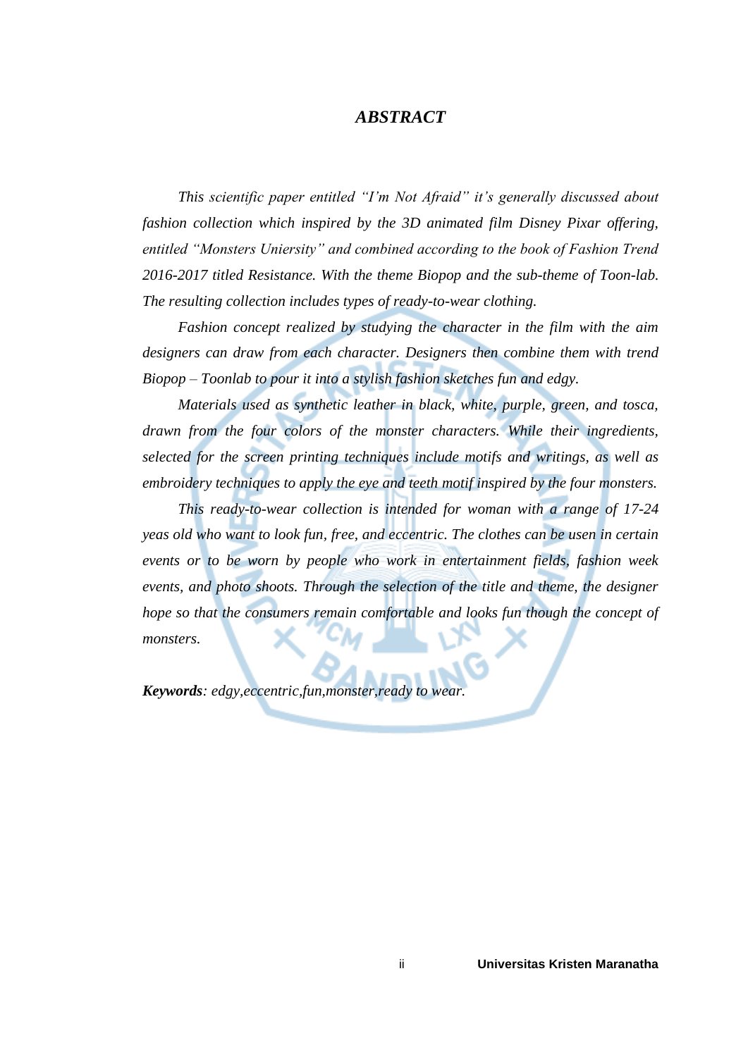# *ABSTRACT*

*This scientific paper entitled "I'm Not Afraid" it's generally discussed about fashion collection which inspired by the 3D animated film Disney Pixar offering, entitled "Monsters Uniersity" and combined according to the book of Fashion Trend 2016-2017 titled Resistance. With the theme Biopop and the sub-theme of Toon-lab. The resulting collection includes types of ready-to-wear clothing.*

*Fashion concept realized by studying the character in the film with the aim designers can draw from each character. Designers then combine them with trend Biopop – Toonlab to pour it into a stylish fashion sketches fun and edgy.*

*Materials used as synthetic leather in black, white, purple, green, and tosca, drawn from the four colors of the monster characters. While their ingredients, selected for the screen printing techniques include motifs and writings, as well as embroidery techniques to apply the eye and teeth motif inspired by the four monsters.*

*This ready-to-wear collection is intended for woman with a range of 17-24 yeas old who want to look fun, free, and eccentric. The clothes can be usen in certain events or to be worn by people who work in entertainment fields, fashion week events, and photo shoots. Through the selection of the title and theme, the designer hope so that the consumers remain comfortable and looks fun though the concept of monsters.*

***Keywords****: edgy,eccentric,fun,monster,ready to wear.*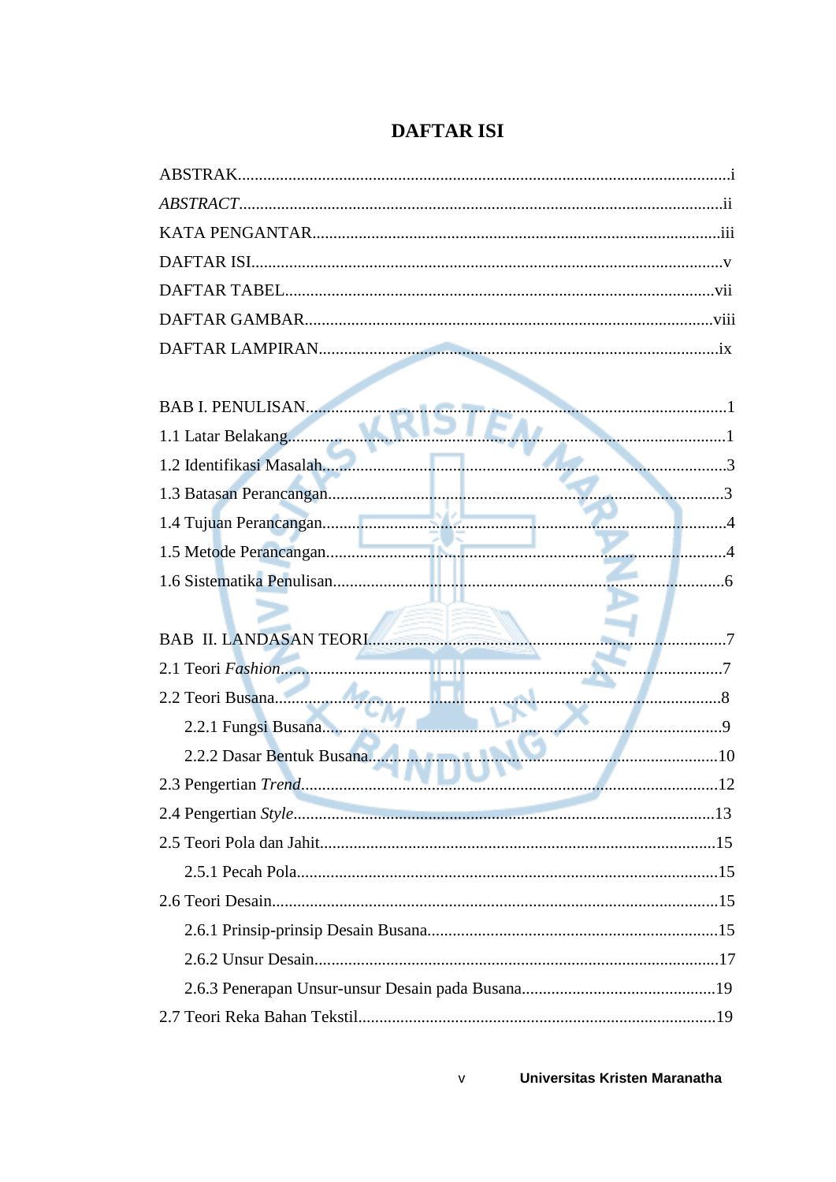# DAFTAR ISI

ABSTRAK....................................................................................................................i

*ABSTRACT*..................................................................................................................ii

KATA PENGANTAR................................................................................................iii

DAFTAR ISI...............................................................................................................v

DAFTAR TABEL.....................................................................................................vii

DAFTAR GAMBAR................................................................................................viii

DAFTAR LAMPIRAN..............................................................................................ix

BAB I. PENULISAN..................................................................................................1

1.1 Latar Belakang.......................................................................................................1

1.2 Identifikasi Masalah...............................................................................................3

1.3 Batasan Perancangan.............................................................................................3

1.4 Tujuan Perancangan...............................................................................................4

1.5 Metode Perancangan..............................................................................................4

1.6 Sistematika Penulisan............................................................................................6

BAB II. LANDASAN TEORI.....................................................................................7

2.1 Teori *Fashion*........................................................................................................7

2.2 Teori Busana..........................................................................................................8

    2.2.1 Fungsi Busana..................................................................................................9

    2.2.2 Dasar Bentuk Busana.....................................................................................10

2.3 Pengertian *Trend*..................................................................................................12

2.4 Pengertian *Style*...................................................................................................13

2.5 Teori Pola dan Jahit.............................................................................................15

    2.5.1 Pecah Pola......................................................................................................15

2.6 Teori Desain.........................................................................................................15

    2.6.1 Prinsip-prinsip Desain Busana.......................................................................15

    2.6.2 Unsur Desain..................................................................................................17

    2.6.3 Penerapan Unsur-unsur Desain pada Busana.................................................19

2.7 Teori Reka Bahan Tekstil....................................................................................19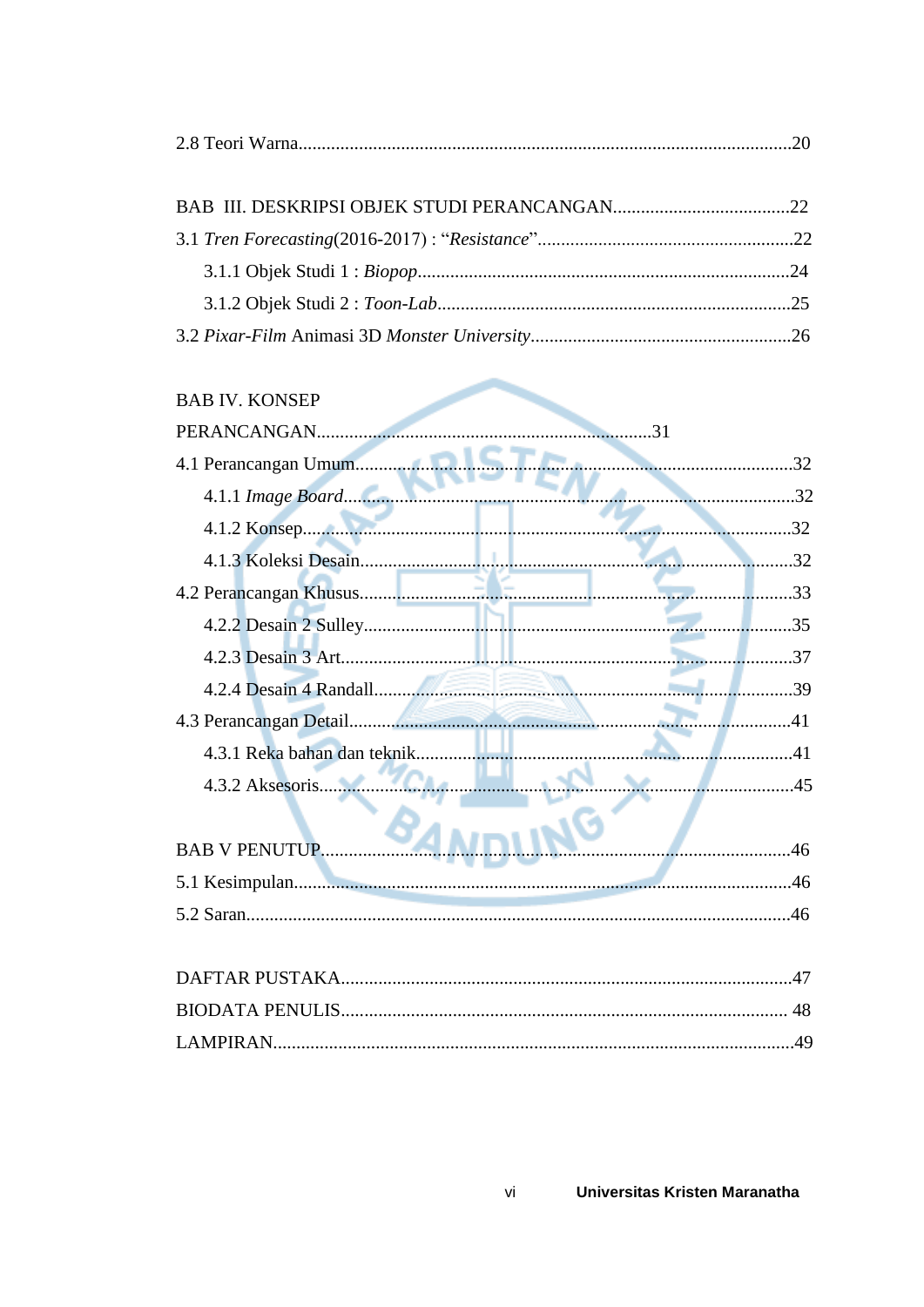2.8 Teori Warna..........................................................................................................20

BAB III. DESKRIPSI OBJEK STUDI PERANCANGAN......................................22

3.1 *Tren Forecasting*(2016-2017) : “*Resistance*”........................................................22

3.1.1 Objek Studi 1 : *Biopop*................................................................................24

3.1.2 Objek Studi 2 : *Toon-Lab*............................................................................25

3.2 *Pixar-Film* Animasi 3D *Monster University*.........................................................26

BAB IV. KONSEP PERANCANGAN.......................................................................31

4.1 Perancangan Umum.................................................................................................32

4.1.1 *Image Board*.................................................................................................32

4.1.2 Konsep..............................................................................................................32

4.1.3 Koleksi Desain.................................................................................................32

4.2 Perancangan Khusus..............................................................................................33

4.2.2 Desain 2 Sulley...............................................................................................35

4.2.3 Desain 3 Art.....................................................................................................37

4.2.4 Desain 4 Randall.............................................................................................39

4.3 Perancangan Detail.................................................................................................41

4.3.1 Reka bahan dan teknik.....................................................................................41

4.3.2 Aksesoris.........................................................................................................45

BAB V PENUTUP.......................................................................................................46

5.1 Kesimpulan...........................................................................................................46

5.2 Saran.....................................................................................................................46

DAFTAR PUSTAKA.................................................................................................47

BIODATA PENULIS................................................................................................ 48

LAMPIRAN................................................................................................................49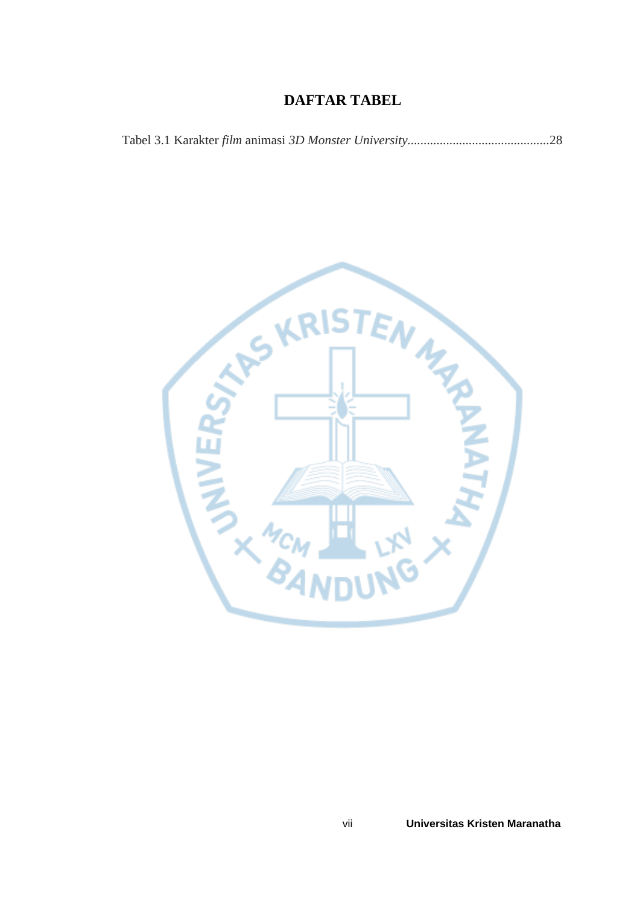# DAFTAR TABEL

Tabel 3.1 Karakter *film* animasi *3D Monster University*............................................28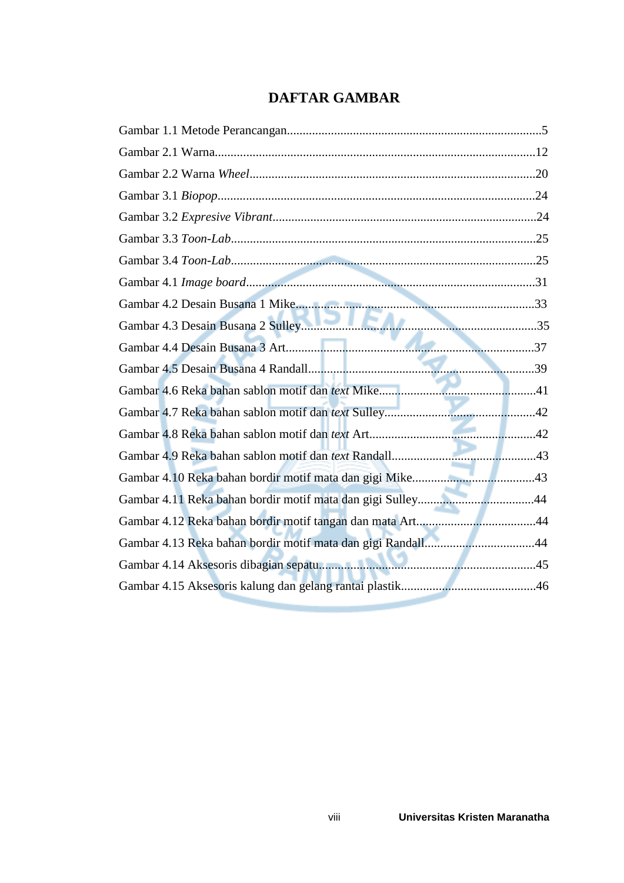# DAFTAR GAMBAR

Gambar 1.1 Metode Perancangan................................................................................5

Gambar 2.1 Warna.....................................................................................................12

Gambar 2.2 Warna *Wheel*..........................................................................................20

Gambar 3.1 *Biopop*....................................................................................................24

Gambar 3.2 *Expresive Vibrant*...................................................................................24

Gambar 3.3 *Toon-Lab*................................................................................................25

Gambar 3.4 *Toon-Lab*................................................................................................25

Gambar 4.1 *Image board*...........................................................................................31

Gambar 4.2 Desain Busana 1 Mike...........................................................................33

Gambar 4.3 Desain Busana 2 Sulley..........................................................................35

Gambar 4.4 Desain Busana 3 Art...............................................................................37

Gambar 4.5 Desain Busana 4 Randall........................................................................39

Gambar 4.6 Reka bahan sablon motif dan *text* Mike...................................................41

Gambar 4.7 Reka bahan sablon motif dan *text* Sulley..................................................42

Gambar 4.8 Reka bahan sablon motif dan *text* Art......................................................42

Gambar 4.9 Reka bahan sablon motif dan *text* Randall...............................................43

Gambar 4.10 Reka bahan bordir motif mata dan gigi Mike........................................43

Gambar 4.11 Reka bahan bordir motif mata dan gigi Sulley.......................................44

Gambar 4.12 Reka bahan bordir motif tangan dan mata Art.......................................44

Gambar 4.13 Reka bahan bordir motif mata dan gigi Randall.....................................44

Gambar 4.14 Aksesoris dibagian sepatu.....................................................................45

Gambar 4.15 Aksesoris kalung dan gelang rantai plastik............................................46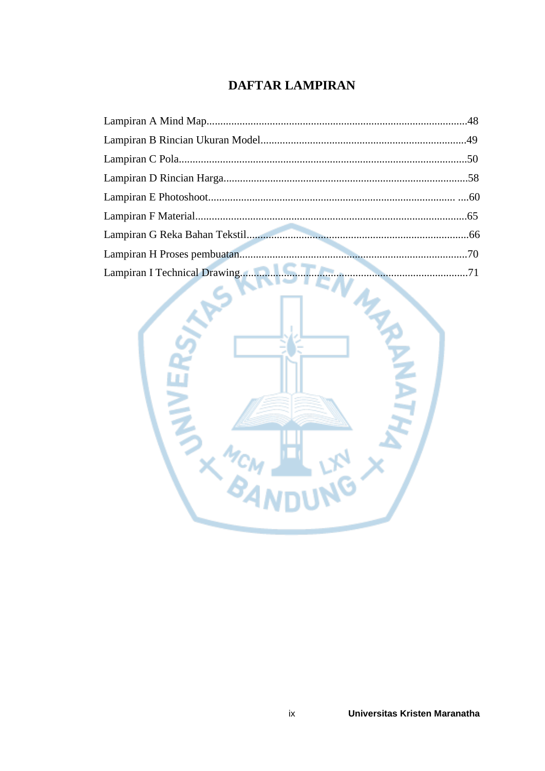# DAFTAR LAMPIRAN

Lampiran A Mind Map..............................................................................................48

Lampiran B Rincian Ukuran Model..........................................................................49

Lampiran C Pola.......................................................................................................50

Lampiran D Rincian Harga........................................................................................58

Lampiran E Photoshoot.......................................................................................... ....60

Lampiran F Material..................................................................................................65

Lampiran G Reka Bahan Tekstil.................................................................................66

Lampiran H Proses pembuatan..................................................................................70

Lampiran I Technical Drawing..................................................................................71